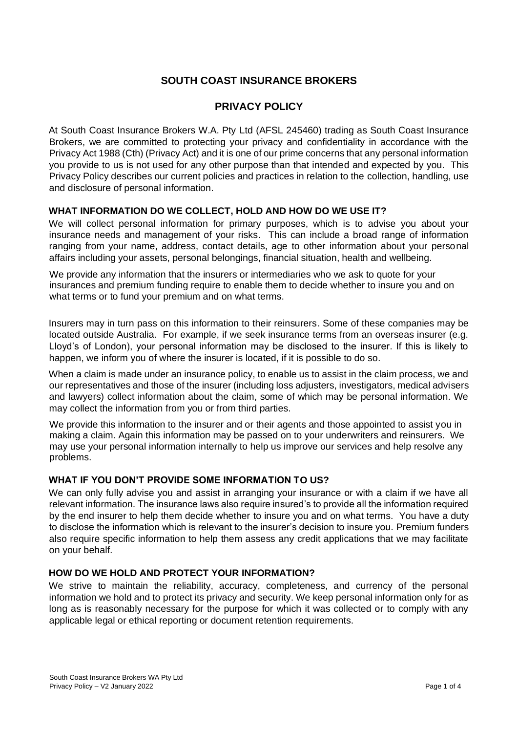# SOUTH COAST INSURANCE BROKERS

## PRIVACY POLICY

At South Coast Insurance Brokers W.A. Pty Ltd (AFSL 245460) trading as South Coast Insurance Brokers, we are committed to protecting your privacy and confidentiality in accordance with the Privacy Act 1988 (Cth) (Privacy Act) and it is one of our prime concerns that any personal information you provide to us is not used for any other purpose than that intended and expected by you. This Privacy Policy describes our current policies and practices in relation to the collection, handling, use and disclosure of personal information.

### WHAT INFORMATION DO WE COLLECT, HOLD AND HOW DO WE USE IT?

We will collect personal information for primary purposes, which is to advise you about your insurance needs and management of your risks. This can include a broad range of information ranging from your name, address, contact details, age to other information about your personal affairs including your assets, personal belongings, financial situation, health and wellbeing.

We provide any information that the insurers or intermediaries who we ask to quote for your insurances and premium funding require to enable them to decide whether to insure you and on what terms or to fund your premium and on what terms.

Insurers may in turn pass on this information to their reinsurers. Some of these companies may be located outside Australia. For example, if we seek insurance terms from an overseas insurer (e.g. Lloyd's of London), your personal information may be disclosed to the insurer. If this is likely to happen, we inform you of where the insurer is located, if it is possible to do so.

When a claim is made under an insurance policy, to enable us to assist in the claim process, we and our representatives and those of the insurer (including loss adjusters, investigators, medical advisers and lawyers) collect information about the claim, some of which may be personal information. We may collect the information from you or from third parties.

We provide this information to the insurer and or their agents and those appointed to assist you in making a claim. Again this information may be passed on to your underwriters and reinsurers. We may use your personal information internally to help us improve our services and help resolve any problems.

### WHAT IF YOU DON'T PROVIDE SOME INFORMATION TO US?

We can only fully advise you and assist in arranging your insurance or with a claim if we have all relevant information. The insurance laws also require insured's to provide all the information required by the end insurer to help them decide whether to insure you and on what terms. You have a duty to disclose the information which is relevant to the insurer's decision to insure you. Premium funders also require specific information to help them assess any credit applications that we may facilitate on your behalf.

### HOW DO WE HOLD AND PROTECT YOUR INFORMATION?

We strive to maintain the reliability, accuracy, completeness, and currency of the personal information we hold and to protect its privacy and security. We keep personal information only for as long as is reasonably necessary for the purpose for which it was collected or to comply with any applicable legal or ethical reporting or document retention requirements.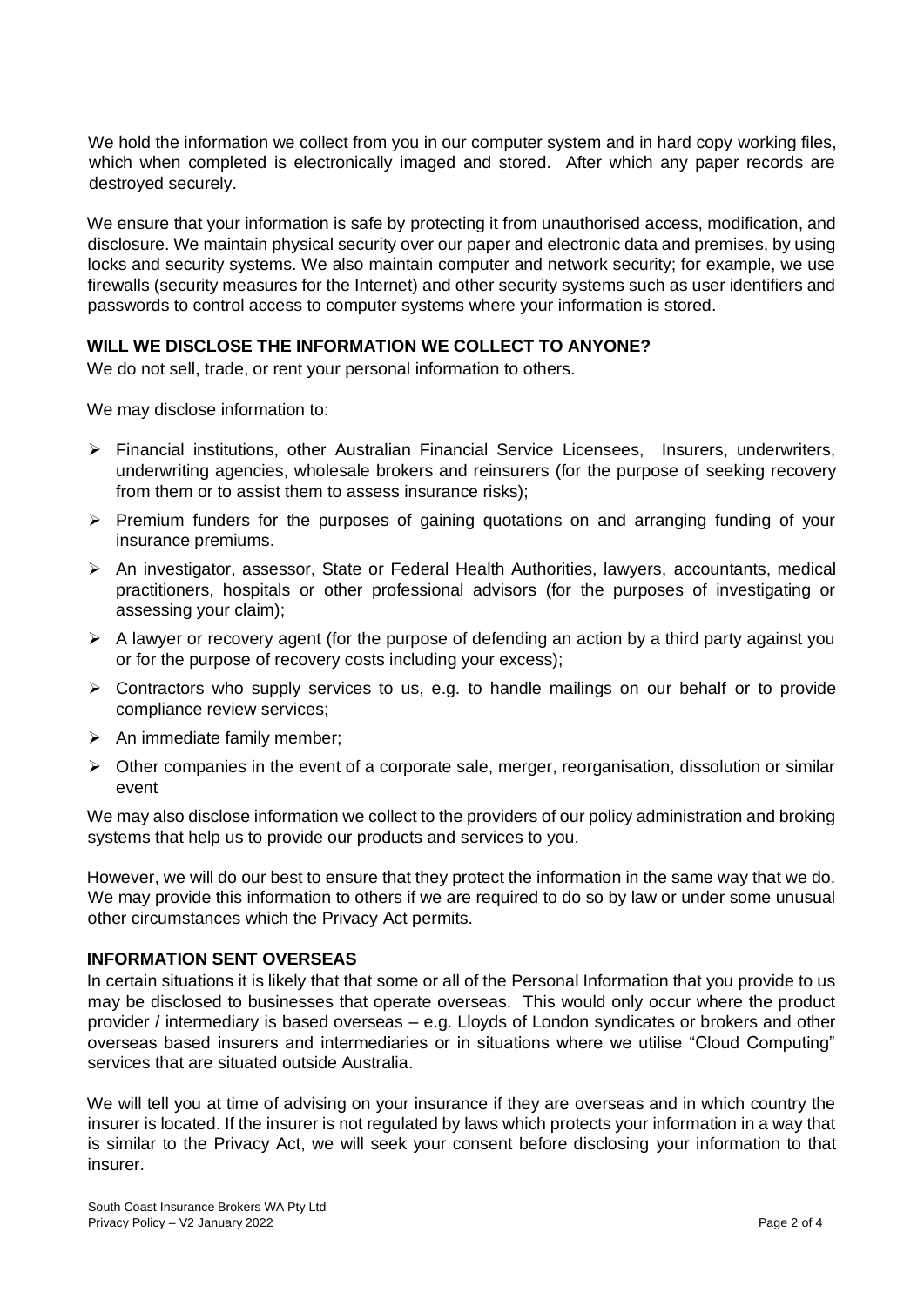We hold the information we collect from you in our computer system and in hard copy working files, which when completed is electronically imaged and stored. After which any paper records are destroyed securely.

We ensure that your information is safe by protecting it from unauthorised access, modification, and disclosure. We maintain physical security over our paper and electronic data and premises, by using locks and security systems. We also maintain computer and network security; for example, we use firewalls (security measures for the Internet) and other security systems such as user identifiers and passwords to control access to computer systems where your information is stored.

## WILL WE DISCLOSE THE INFORMATION WE COLLECT TO ANYONE?

We do not sell, trade, or rent your personal information to others.

We may disclose information to:

- Financial institutions, other Australian Financial Service Licensees, Insurers, underwriters, underwriting agencies, wholesale brokers and reinsurers (for the purpose of seeking recovery from them or to assist them to assess insurance risks);
- Premium funders for the purposes of gaining quotations on and arranging funding of your insurance premiums.
- An investigator, assessor, State or Federal Health Authorities, lawyers, accountants, medical practitioners, hospitals or other professional advisors (for the purposes of investigating or assessing your claim);
- A lawyer or recovery agent (for the purpose of defending an action by a third party against you or for the purpose of recovery costs including your excess);
- Contractors who supply services to us, e.g. to handle mailings on our behalf or to provide compliance review services;
- An immediate family member;
- Other companies in the event of a corporate sale, merger, reorganisation, dissolution or similar event

We may also disclose information we collect to the providers of our policy administration and broking systems that help us to provide our products and services to you.

However, we will do our best to ensure that they protect the information in the same way that we do. We may provide this information to others if we are required to do so by law or under some unusual other circumstances which the Privacy Act permits.

## INFORMATION SENT OVERSEAS

In certain situations it is likely that that some or all of the Personal Information that you provide to us may be disclosed to businesses that operate overseas. This would only occur where the product provider / intermediary is based overseas – e.g. Lloyds of London syndicates or brokers and other overseas based insurers and intermediaries or in situations where we utilise "Cloud Computing" services that are situated outside Australia.

We will tell you at time of advising on your insurance if they are overseas and in which country the insurer is located. If the insurer is not regulated by laws which protects your information in a way that is similar to the Privacy Act, we will seek your consent before disclosing your information to that insurer.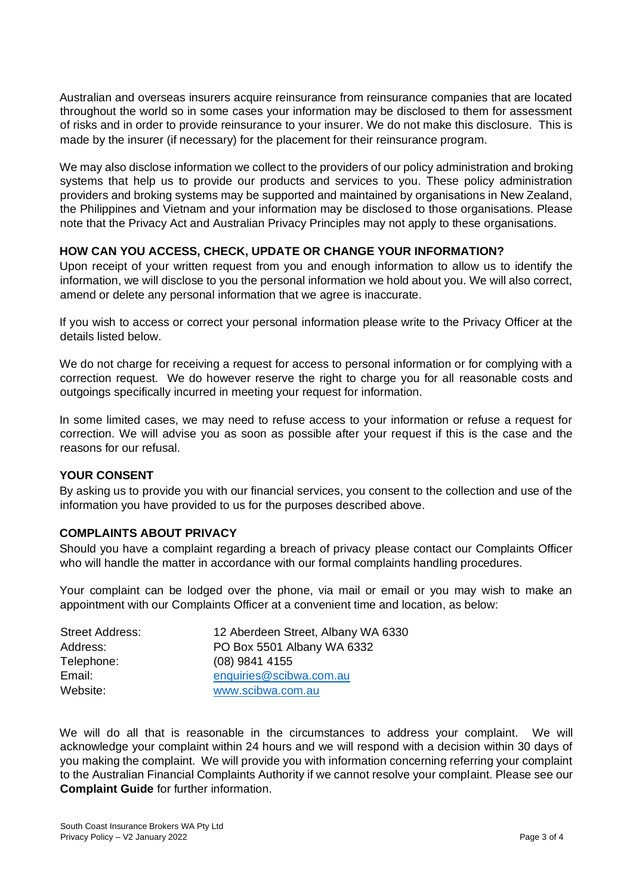Australian and overseas insurers acquire reinsurance from reinsurance companies that are located throughout the world so in some cases your information may be disclosed to them for assessment of risks and in order to provide reinsurance to your insurer. We do not make this disclosure. This is made by the insurer (if necessary) for the placement for their reinsurance program.

We may also disclose information we collect to the providers of our policy administration and broking systems that help us to provide our products and services to you. These policy administration providers and broking systems may be supported and maintained by organisations in New Zealand, the Philippines and Vietnam and your information may be disclosed to those organisations. Please note that the Privacy Act and Australian Privacy Principles may not apply to these organisations.

**HOW CAN YOU ACCESS, CHECK, UPDATE OR CHANGE YOUR INFORMATION?**

Upon receipt of your written request from you and enough information to allow us to identify the information, we will disclose to you the personal information we hold about you. We will also correct, amend or delete any personal information that we agree is inaccurate.

If you wish to access or correct your personal information please write to the Privacy Officer at the details listed below.

We do not charge for receiving a request for access to personal information or for complying with a correction request. We do however reserve the right to charge you for all reasonable costs and outgoings specifically incurred in meeting your request for information.

In some limited cases, we may need to refuse access to your information or refuse a request for correction. We will advise you as soon as possible after your request if this is the case and the reasons for our refusal.

**YOUR CONSENT**

By asking us to provide you with our financial services, you consent to the collection and use of the information you have provided to us for the purposes described above.

**COMPLAINTS ABOUT PRIVACY**

Should you have a complaint regarding a breach of privacy please contact our Complaints Officer who will handle the matter in accordance with our formal complaints handling procedures.

Your complaint can be lodged over the phone, via mail or email or you may wish to make an appointment with our Complaints Officer at a convenient time and location, as below:

| | |
|---|---|
| Street Address: | 12 Aberdeen Street, Albany WA 6330 |
| Address: | PO Box 5501 Albany WA 6332 |
| Telephone: | (08) 9841 4155 |
| Email: | enquiries@scibwa.com.au |
| Website: | www.scibwa.com.au |

We will do all that is reasonable in the circumstances to address your complaint. We will acknowledge your complaint within 24 hours and we will respond with a decision within 30 days of you making the complaint. We will provide you with information concerning referring your complaint to the Australian Financial Complaints Authority if we cannot resolve your complaint. Please see our **Complaint Guide** for further information.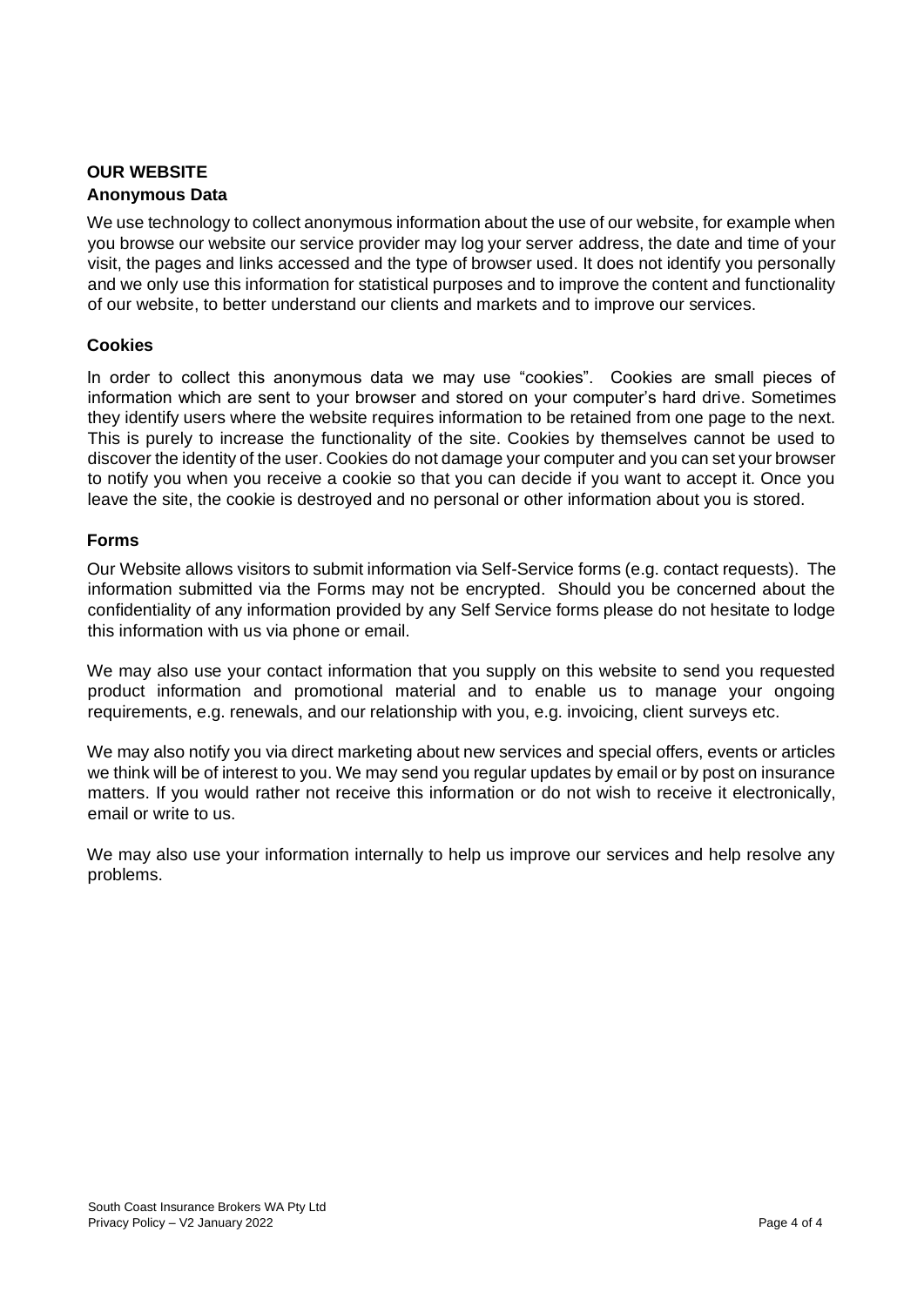## OUR WEBSITE

### Anonymous Data

We use technology to collect anonymous information about the use of our website, for example when you browse our website our service provider may log your server address, the date and time of your visit, the pages and links accessed and the type of browser used. It does not identify you personally and we only use this information for statistical purposes and to improve the content and functionality of our website, to better understand our clients and markets and to improve our services.

### Cookies

In order to collect this anonymous data we may use "cookies". Cookies are small pieces of information which are sent to your browser and stored on your computer's hard drive. Sometimes they identify users where the website requires information to be retained from one page to the next. This is purely to increase the functionality of the site. Cookies by themselves cannot be used to discover the identity of the user. Cookies do not damage your computer and you can set your browser to notify you when you receive a cookie so that you can decide if you want to accept it. Once you leave the site, the cookie is destroyed and no personal or other information about you is stored.

### Forms

Our Website allows visitors to submit information via Self-Service forms (e.g. contact requests). The information submitted via the Forms may not be encrypted. Should you be concerned about the confidentiality of any information provided by any Self Service forms please do not hesitate to lodge this information with us via phone or email.

We may also use your contact information that you supply on this website to send you requested product information and promotional material and to enable us to manage your ongoing requirements, e.g. renewals, and our relationship with you, e.g. invoicing, client surveys etc.

We may also notify you via direct marketing about new services and special offers, events or articles we think will be of interest to you. We may send you regular updates by email or by post on insurance matters. If you would rather not receive this information or do not wish to receive it electronically, email or write to us.

We may also use your information internally to help us improve our services and help resolve any problems.